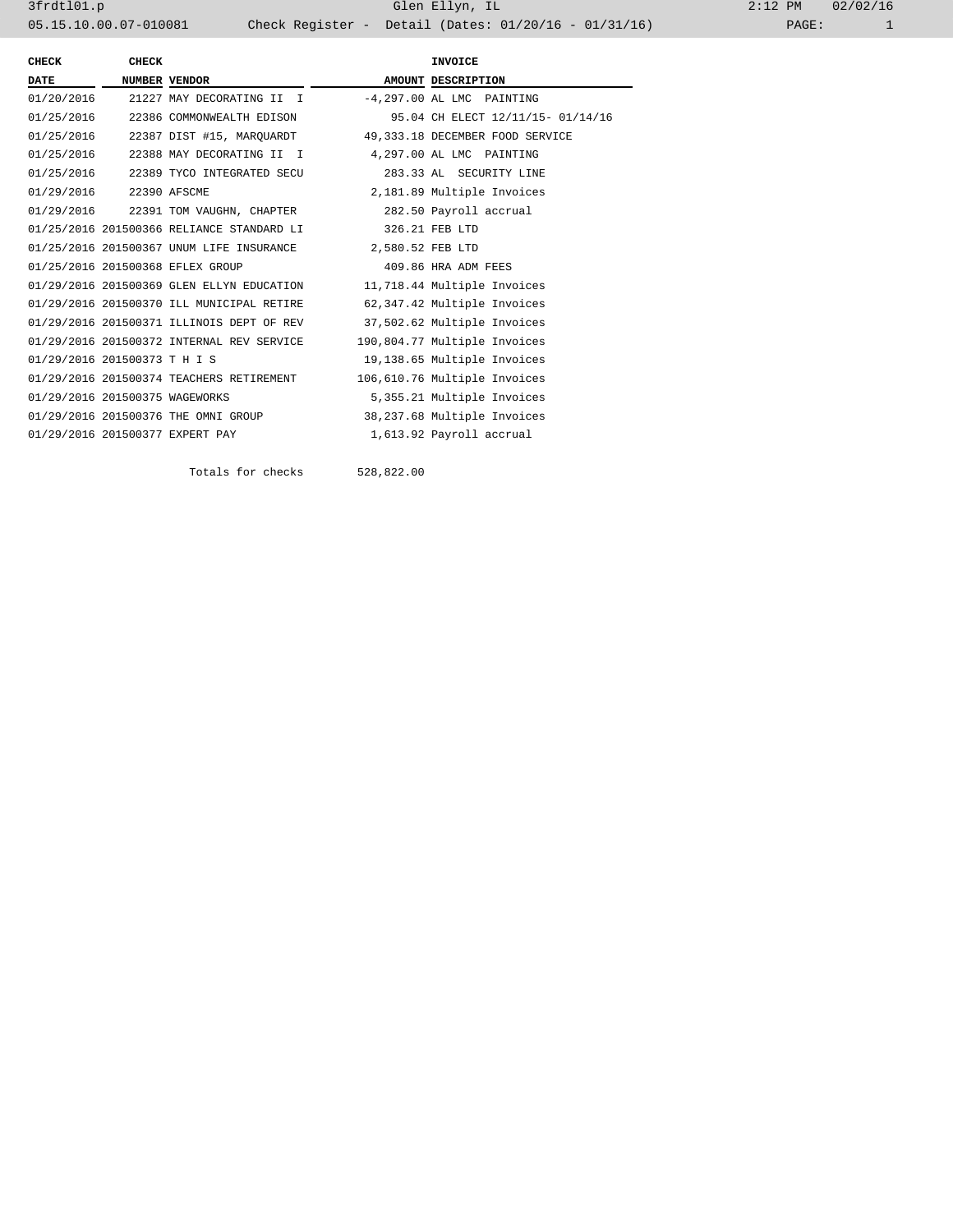3frdtl01.p Glen Ellyn, IL 2:12 PM 02/02/16

05.15.10.00.07-010081 Check Register - Detail (Dates: 01/20/16 - 01/31/16)

| CHECK DATE | CHECK NUMBER | VENDOR | AMOUNT | INVOICE DESCRIPTION |
|---|---|---|---|---|
| 01/20/2016 | 21227 | MAY DECORATING II I | -4,297.00 | AL LMC PAINTING |
| 01/25/2016 | 22386 | COMMONWEALTH EDISON | 95.04 | CH ELECT 12/11/15- 01/14/16 |
| 01/25/2016 | 22387 | DIST #15, MARQUARDT | 49,333.18 | DECEMBER FOOD SERVICE |
| 01/25/2016 | 22388 | MAY DECORATING II I | 4,297.00 | AL LMC PAINTING |
| 01/25/2016 | 22389 | TYCO INTEGRATED SECU | 283.33 | AL SECURITY LINE |
| 01/29/2016 | 22390 | AFSCME | 2,181.89 | Multiple Invoices |
| 01/29/2016 | 22391 | TOM VAUGHN, CHAPTER | 282.50 | Payroll accrual |
| 01/25/2016 | 201500366 | RELIANCE STANDARD LI | 326.21 | FEB LTD |
| 01/25/2016 | 201500367 | UNUM LIFE INSURANCE | 2,580.52 | FEB LTD |
| 01/25/2016 | 201500368 | EFLEX GROUP | 409.86 | HRA ADM FEES |
| 01/29/2016 | 201500369 | GLEN ELLYN EDUCATION | 11,718.44 | Multiple Invoices |
| 01/29/2016 | 201500370 | ILL MUNICIPAL RETIRE | 62,347.42 | Multiple Invoices |
| 01/29/2016 | 201500371 | ILLINOIS DEPT OF REV | 37,502.62 | Multiple Invoices |
| 01/29/2016 | 201500372 | INTERNAL REV SERVICE | 190,804.77 | Multiple Invoices |
| 01/29/2016 | 201500373 | T H I S | 19,138.65 | Multiple Invoices |
| 01/29/2016 | 201500374 | TEACHERS RETIREMENT | 106,610.76 | Multiple Invoices |
| 01/29/2016 | 201500375 | WAGEWORKS | 5,355.21 | Multiple Invoices |
| 01/29/2016 | 201500376 | THE OMNI GROUP | 38,237.68 | Multiple Invoices |
| 01/29/2016 | 201500377 | EXPERT PAY | 1,613.92 | Payroll accrual |
| | | Totals for checks | 528,822.00 | |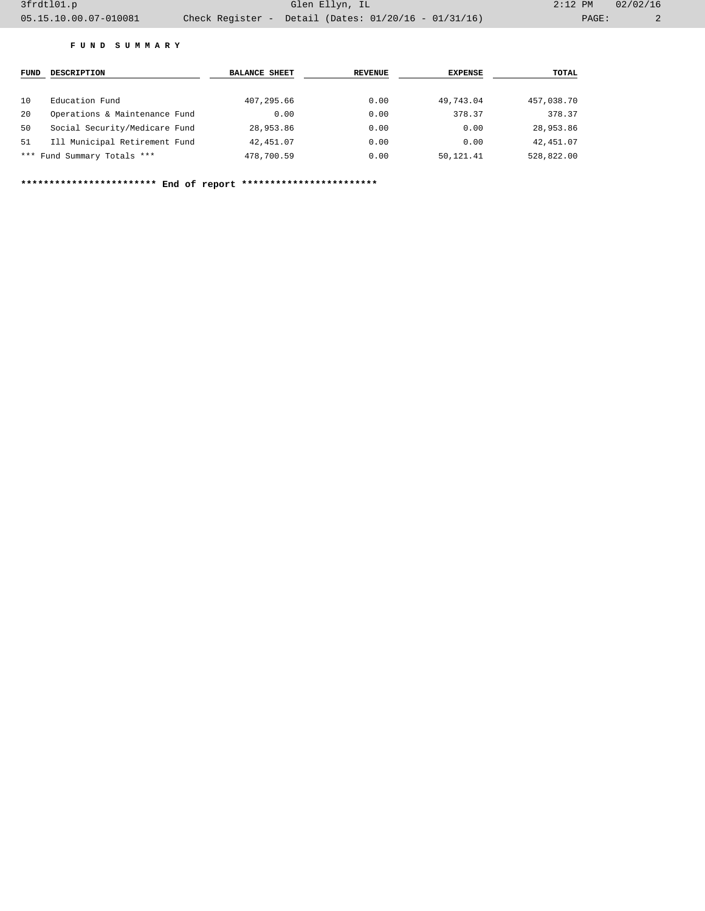**F U N D   S U M M A R Y**

| FUND | DESCRIPTION | BALANCE SHEET | REVENUE | EXPENSE | TOTAL |
|---|---|---|---|---|---|
| 10 | Education Fund | 407,295.66 | 0.00 | 49,743.04 | 457,038.70 |
| 20 | Operations & Maintenance Fund | 0.00 | 0.00 | 378.37 | 378.37 |
| 50 | Social Security/Medicare Fund | 28,953.86 | 0.00 | 0.00 | 28,953.86 |
| 51 | Ill Municipal Retirement Fund | 42,451.07 | 0.00 | 0.00 | 42,451.07 |
| *** Fund Summary Totals *** | | 478,700.59 | 0.00 | 50,121.41 | 528,822.00 |

**************************** End of report ****************************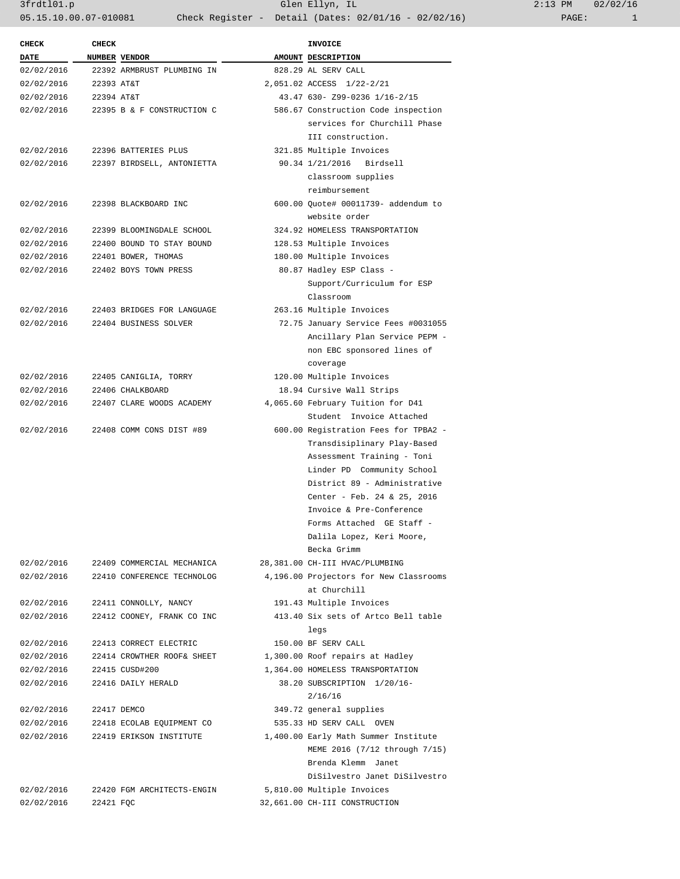| CHECK DATE | CHECK NUMBER | VENDOR | AMOUNT | INVOICE DESCRIPTION |
|---|---|---|---|---|
| 02/02/2016 | 22392 | ARMBRUST PLUMBING IN | 828.29 | AL SERV CALL |
| 02/02/2016 | 22393 | AT&T | 2,051.02 | ACCESS 1/22-2/21 |
| 02/02/2016 | 22394 | AT&T | 43.47 | 630- Z99-0236 1/16-2/15 |
| 02/02/2016 | 22395 | B & F CONSTRUCTION C | 586.67 | Construction Code inspection services for Churchill Phase III construction. |
| 02/02/2016 | 22396 | BATTERIES PLUS | 321.85 | Multiple Invoices |
| 02/02/2016 | 22397 | BIRDSELL, ANTONIETTA | 90.34 | 1/21/2016 Birdsell classroom supplies reimbursement |
| 02/02/2016 | 22398 | BLACKBOARD INC | 600.00 | Quote# 00011739- addendum to website order |
| 02/02/2016 | 22399 | BLOOMINGDALE SCHOOL | 324.92 | HOMELESS TRANSPORTATION |
| 02/02/2016 | 22400 | BOUND TO STAY BOUND | 128.53 | Multiple Invoices |
| 02/02/2016 | 22401 | BOWER, THOMAS | 180.00 | Multiple Invoices |
| 02/02/2016 | 22402 | BOYS TOWN PRESS | 80.87 | Hadley ESP Class - Support/Curriculum for ESP Classroom |
| 02/02/2016 | 22403 | BRIDGES FOR LANGUAGE | 263.16 | Multiple Invoices |
| 02/02/2016 | 22404 | BUSINESS SOLVER | 72.75 | January Service Fees #0031055 Ancillary Plan Service PEPM - non EBC sponsored lines of coverage |
| 02/02/2016 | 22405 | CANIGLIA, TORRY | 120.00 | Multiple Invoices |
| 02/02/2016 | 22406 | CHALKBOARD | 18.94 | Cursive Wall Strips |
| 02/02/2016 | 22407 | CLARE WOODS ACADEMY | 4,065.60 | February Tuition for D41 Student Invoice Attached |
| 02/02/2016 | 22408 | COMM CONS DIST #89 | 600.00 | Registration Fees for TPBA2 - Transdisiplinary Play-Based Assessment Training - Toni Linder PD Community School District 89 - Administrative Center - Feb. 24 & 25, 2016 Invoice & Pre-Conference Forms Attached GE Staff - Dalila Lopez, Keri Moore, Becka Grimm |
| 02/02/2016 | 22409 | COMMERCIAL MECHANICA | 28,381.00 | CH-III HVAC/PLUMBING |
| 02/02/2016 | 22410 | CONFERENCE TECHNOLOG | 4,196.00 | Projectors for New Classrooms at Churchill |
| 02/02/2016 | 22411 | CONNOLLY, NANCY | 191.43 | Multiple Invoices |
| 02/02/2016 | 22412 | COONEY, FRANK CO INC | 413.40 | Six sets of Artco Bell table legs |
| 02/02/2016 | 22413 | CORRECT ELECTRIC | 150.00 | BF SERV CALL |
| 02/02/2016 | 22414 | CROWTHER ROOF& SHEET | 1,300.00 | Roof repairs at Hadley |
| 02/02/2016 | 22415 | CUSD#200 | 1,364.00 | HOMELESS TRANSPORTATION |
| 02/02/2016 | 22416 | DAILY HERALD | 38.20 | SUBSCRIPTION 1/20/16-2/16/16 |
| 02/02/2016 | 22417 | DEMCO | 349.72 | general supplies |
| 02/02/2016 | 22418 | ECOLAB EQUIPMENT CO | 535.33 | HD SERV CALL OVEN |
| 02/02/2016 | 22419 | ERIKSON INSTITUTE | 1,400.00 | Early Math Summer Institute MEME 2016 (7/12 through 7/15) Brenda Klemm Janet DiSilvestro Janet DiSilvestro |
| 02/02/2016 | 22420 | FGM ARCHITECTS-ENGIN | 5,810.00 | Multiple Invoices |
| 02/02/2016 | 22421 | FQC | 32,661.00 | CH-III CONSTRUCTION |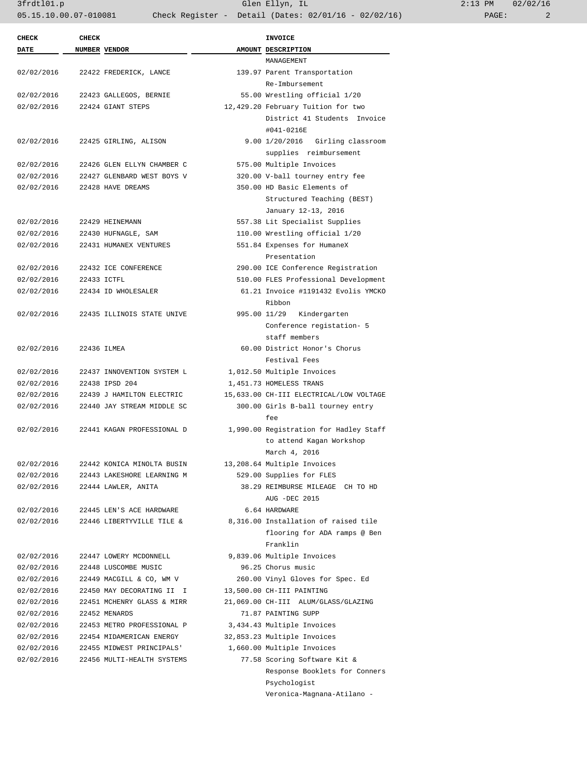| CHECK DATE | CHECK NUMBER | VENDOR | AMOUNT | INVOICE DESCRIPTION |
|---|---|---|---|---|
| | | | | MANAGEMENT |
| 02/02/2016 | 22422 | FREDERICK, LANCE | 139.97 | Parent Transportation Re-Imbursement |
| 02/02/2016 | 22423 | GALLEGOS, BERNIE | 55.00 | Wrestling official 1/20 |
| 02/02/2016 | 22424 | GIANT STEPS | 12,429.20 | February Tuition for two District 41 Students Invoice #041-0216E |
| 02/02/2016 | 22425 | GIRLING, ALISON | 9.00 | 1/20/2016 Girling classroom supplies reimbursement |
| 02/02/2016 | 22426 | GLEN ELLYN CHAMBER C | 575.00 | Multiple Invoices |
| 02/02/2016 | 22427 | GLENBARD WEST BOYS V | 320.00 | V-ball tourney entry fee |
| 02/02/2016 | 22428 | HAVE DREAMS | 350.00 | HD Basic Elements of Structured Teaching (BEST) January 12-13, 2016 |
| 02/02/2016 | 22429 | HEINEMANN | 557.38 | Lit Specialist Supplies |
| 02/02/2016 | 22430 | HUFNAGLE, SAM | 110.00 | Wrestling official 1/20 |
| 02/02/2016 | 22431 | HUMANEX VENTURES | 551.84 | Expenses for HumaneX Presentation |
| 02/02/2016 | 22432 | ICE CONFERENCE | 290.00 | ICE Conference Registration |
| 02/02/2016 | 22433 | ICTFL | 510.00 | FLES Professional Development |
| 02/02/2016 | 22434 | ID WHOLESALER | 61.21 | Invoice #1191432 Evolis YMCKO Ribbon |
| 02/02/2016 | 22435 | ILLINOIS STATE UNIVE | 995.00 | 11/29 Kindergarten Conference registation- 5 staff members |
| 02/02/2016 | 22436 | ILMEA | 60.00 | District Honor's Chorus Festival Fees |
| 02/02/2016 | 22437 | INNOVENTION SYSTEM L | 1,012.50 | Multiple Invoices |
| 02/02/2016 | 22438 | IPSD 204 | 1,451.73 | HOMELESS TRANS |
| 02/02/2016 | 22439 | J HAMILTON ELECTRIC | 15,633.00 | CH-III ELECTRICAL/LOW VOLTAGE |
| 02/02/2016 | 22440 | JAY STREAM MIDDLE SC | 300.00 | Girls B-ball tourney entry fee |
| 02/02/2016 | 22441 | KAGAN PROFESSIONAL D | 1,990.00 | Registration for Hadley Staff to attend Kagan Workshop March 4, 2016 |
| 02/02/2016 | 22442 | KONICA MINOLTA BUSIN | 13,208.64 | Multiple Invoices |
| 02/02/2016 | 22443 | LAKESHORE LEARNING M | 529.00 | Supplies for FLES |
| 02/02/2016 | 22444 | LAWLER, ANITA | 38.29 | REIMBURSE MILEAGE CH TO HD AUG -DEC 2015 |
| 02/02/2016 | 22445 | LEN'S ACE HARDWARE | 6.64 | HARDWARE |
| 02/02/2016 | 22446 | LIBERTYVILLE TILE & | 8,316.00 | Installation of raised tile flooring for ADA ramps @ Ben Franklin |
| 02/02/2016 | 22447 | LOWERY MCDONNELL | 9,839.06 | Multiple Invoices |
| 02/02/2016 | 22448 | LUSCOMBE MUSIC | 96.25 | Chorus music |
| 02/02/2016 | 22449 | MACGILL & CO, WM V | 260.00 | Vinyl Gloves for Spec. Ed |
| 02/02/2016 | 22450 | MAY DECORATING II I | 13,500.00 | CH-III PAINTING |
| 02/02/2016 | 22451 | MCHENRY GLASS & MIRR | 21,069.00 | CH-III ALUM/GLASS/GLAZING |
| 02/02/2016 | 22452 | MENARDS | 71.87 | PAINTING SUPP |
| 02/02/2016 | 22453 | METRO PROFESSIONAL P | 3,434.43 | Multiple Invoices |
| 02/02/2016 | 22454 | MIDAMERICAN ENERGY | 32,853.23 | Multiple Invoices |
| 02/02/2016 | 22455 | MIDWEST PRINCIPALS' | 1,660.00 | Multiple Invoices |
| 02/02/2016 | 22456 | MULTI-HEALTH SYSTEMS | 77.58 | Scoring Software Kit & Response Booklets for Conners Psychologist Veronica-Magnana-Atilano - |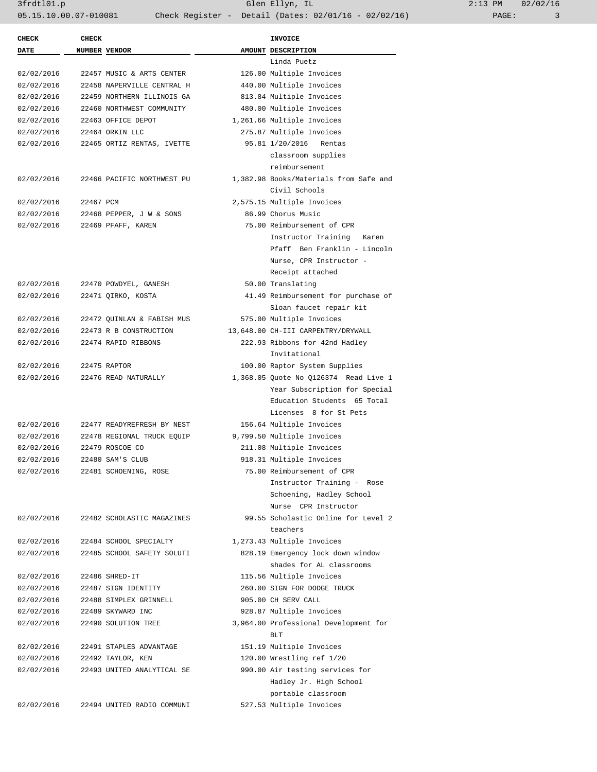| CHECK DATE | CHECK NUMBER | VENDOR | AMOUNT | INVOICE DESCRIPTION |
|---|---|---|---|---|
| | | | | Linda Puetz |
| 02/02/2016 | 22457 | MUSIC & ARTS CENTER | 126.00 | Multiple Invoices |
| 02/02/2016 | 22458 | NAPERVILLE CENTRAL H | 440.00 | Multiple Invoices |
| 02/02/2016 | 22459 | NORTHERN ILLINOIS GA | 813.84 | Multiple Invoices |
| 02/02/2016 | 22460 | NORTHWEST COMMUNITY | 480.00 | Multiple Invoices |
| 02/02/2016 | 22463 | OFFICE DEPOT | 1,261.66 | Multiple Invoices |
| 02/02/2016 | 22464 | ORKIN LLC | 275.87 | Multiple Invoices |
| 02/02/2016 | 22465 | ORTIZ RENTAS, IVETTE | 95.81 | 1/20/2016 Rentas classroom supplies reimbursement |
| 02/02/2016 | 22466 | PACIFIC NORTHWEST PU | 1,382.98 | Books/Materials from Safe and Civil Schools |
| 02/02/2016 | 22467 | PCM | 2,575.15 | Multiple Invoices |
| 02/02/2016 | 22468 | PEPPER, J W & SONS | 86.99 | Chorus Music |
| 02/02/2016 | 22469 | PFAFF, KAREN | 75.00 | Reimbursement of CPR Instructor Training Karen Pfaff Ben Franklin - Lincoln Nurse, CPR Instructor - Receipt attached |
| 02/02/2016 | 22470 | POWDYEL, GANESH | 50.00 | Translating |
| 02/02/2016 | 22471 | QIRKO, KOSTA | 41.49 | Reimbursement for purchase of Sloan faucet repair kit |
| 02/02/2016 | 22472 | QUINLAN & FABISH MUS | 575.00 | Multiple Invoices |
| 02/02/2016 | 22473 | R B CONSTRUCTION | 13,648.00 | CH-III CARPENTRY/DRYWALL |
| 02/02/2016 | 22474 | RAPID RIBBONS | 222.93 | Ribbons for 42nd Hadley Invitational |
| 02/02/2016 | 22475 | RAPTOR | 100.00 | Raptor System Supplies |
| 02/02/2016 | 22476 | READ NATURALLY | 1,368.05 | Quote No Q126374 Read Live 1 Year Subscription for Special Education Students 65 Total Licenses 8 for St Pets |
| 02/02/2016 | 22477 | READYREFRESH BY NEST | 156.64 | Multiple Invoices |
| 02/02/2016 | 22478 | REGIONAL TRUCK EQUIP | 9,799.50 | Multiple Invoices |
| 02/02/2016 | 22479 | ROSCOE CO | 211.08 | Multiple Invoices |
| 02/02/2016 | 22480 | SAM'S CLUB | 918.31 | Multiple Invoices |
| 02/02/2016 | 22481 | SCHOENING, ROSE | 75.00 | Reimbursement of CPR Instructor Training - Rose Schoening, Hadley School Nurse CPR Instructor |
| 02/02/2016 | 22482 | SCHOLASTIC MAGAZINES | 99.55 | Scholastic Online for Level 2 teachers |
| 02/02/2016 | 22484 | SCHOOL SPECIALTY | 1,273.43 | Multiple Invoices |
| 02/02/2016 | 22485 | SCHOOL SAFETY SOLUTI | 828.19 | Emergency lock down window shades for AL classrooms |
| 02/02/2016 | 22486 | SHRED-IT | 115.56 | Multiple Invoices |
| 02/02/2016 | 22487 | SIGN IDENTITY | 260.00 | SIGN FOR DODGE TRUCK |
| 02/02/2016 | 22488 | SIMPLEX GRINNELL | 905.00 | CH SERV CALL |
| 02/02/2016 | 22489 | SKYWARD INC | 928.87 | Multiple Invoices |
| 02/02/2016 | 22490 | SOLUTION TREE | 3,964.00 | Professional Development for BLT |
| 02/02/2016 | 22491 | STAPLES ADVANTAGE | 151.19 | Multiple Invoices |
| 02/02/2016 | 22492 | TAYLOR, KEN | 120.00 | Wrestling ref 1/20 |
| 02/02/2016 | 22493 | UNITED ANALYTICAL SE | 990.00 | Air testing services for Hadley Jr. High School portable classroom |
| 02/02/2016 | 22494 | UNITED RADIO COMMUNI | 527.53 | Multiple Invoices |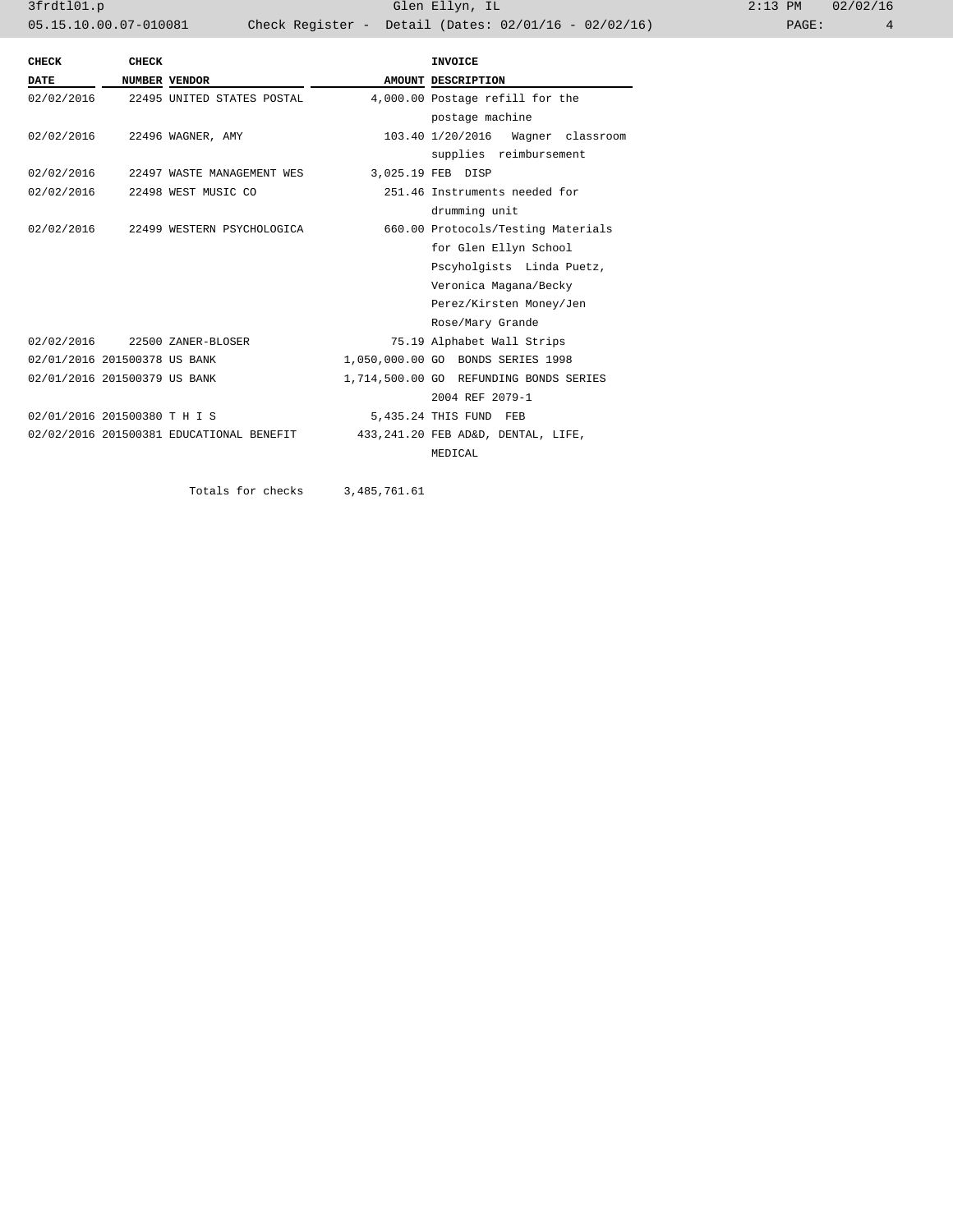| CHECK DATE | CHECK NUMBER | VENDOR | AMOUNT | INVOICE DESCRIPTION |
|---|---|---|---|---|
| 02/02/2016 | 22495 | UNITED STATES POSTAL | 4,000.00 | Postage refill for the postage machine |
| 02/02/2016 | 22496 | WAGNER, AMY | 103.40 | 1/20/2016 Wagner classroom supplies reimbursement |
| 02/02/2016 | 22497 | WASTE MANAGEMENT WES | 3,025.19 | FEB DISP |
| 02/02/2016 | 22498 | WEST MUSIC CO | 251.46 | Instruments needed for drumming unit |
| 02/02/2016 | 22499 | WESTERN PSYCHOLOGICA | 660.00 | Protocols/Testing Materials for Glen Ellyn School Pscyholgists Linda Puetz, Veronica Magana/Becky Perez/Kirsten Money/Jen Rose/Mary Grande |
| 02/02/2016 | 22500 | ZANER-BLOSER | 75.19 | Alphabet Wall Strips |
| 02/01/2016 | 201500378 | US BANK | 1,050,000.00 | GO BONDS SERIES 1998 |
| 02/01/2016 | 201500379 | US BANK | 1,714,500.00 | GO REFUNDING BONDS SERIES 2004 REF 2079-1 |
| 02/01/2016 | 201500380 | T H I S | 5,435.24 | THIS FUND FEB |
| 02/02/2016 | 201500381 | EDUCATIONAL BENEFIT | 433,241.20 | FEB AD&D, DENTAL, LIFE, MEDICAL |
| | | Totals for checks | 3,485,761.61 | |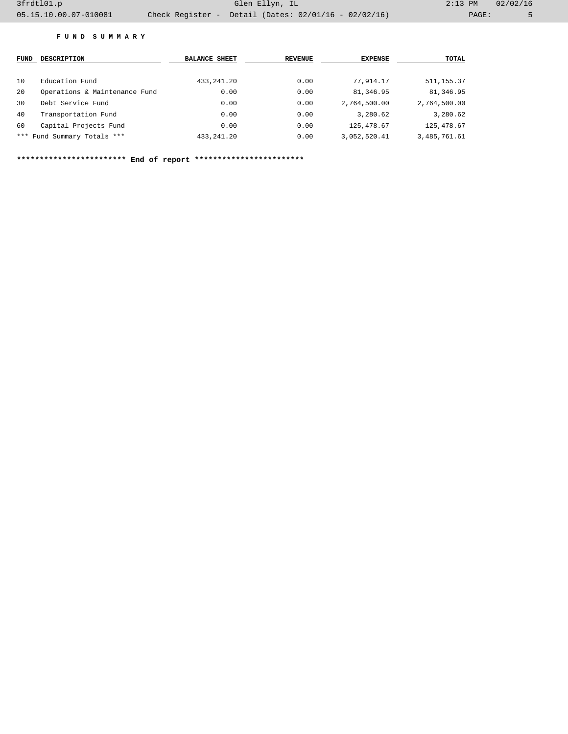**F U N D   S U M M A R Y**

| FUND | DESCRIPTION | BALANCE SHEET | REVENUE | EXPENSE | TOTAL |
|---|---|---|---|---|---|
| 10 | Education Fund | 433,241.20 | 0.00 | 77,914.17 | 511,155.37 |
| 20 | Operations & Maintenance Fund | 0.00 | 0.00 | 81,346.95 | 81,346.95 |
| 30 | Debt Service Fund | 0.00 | 0.00 | 2,764,500.00 | 2,764,500.00 |
| 40 | Transportation Fund | 0.00 | 0.00 | 3,280.62 | 3,280.62 |
| 60 | Capital Projects Fund | 0.00 | 0.00 | 125,478.67 | 125,478.67 |
| *** Fund Summary Totals *** | | 433,241.20 | 0.00 | 3,052,520.41 | 3,485,761.61 |

**************************** End of report ****************************